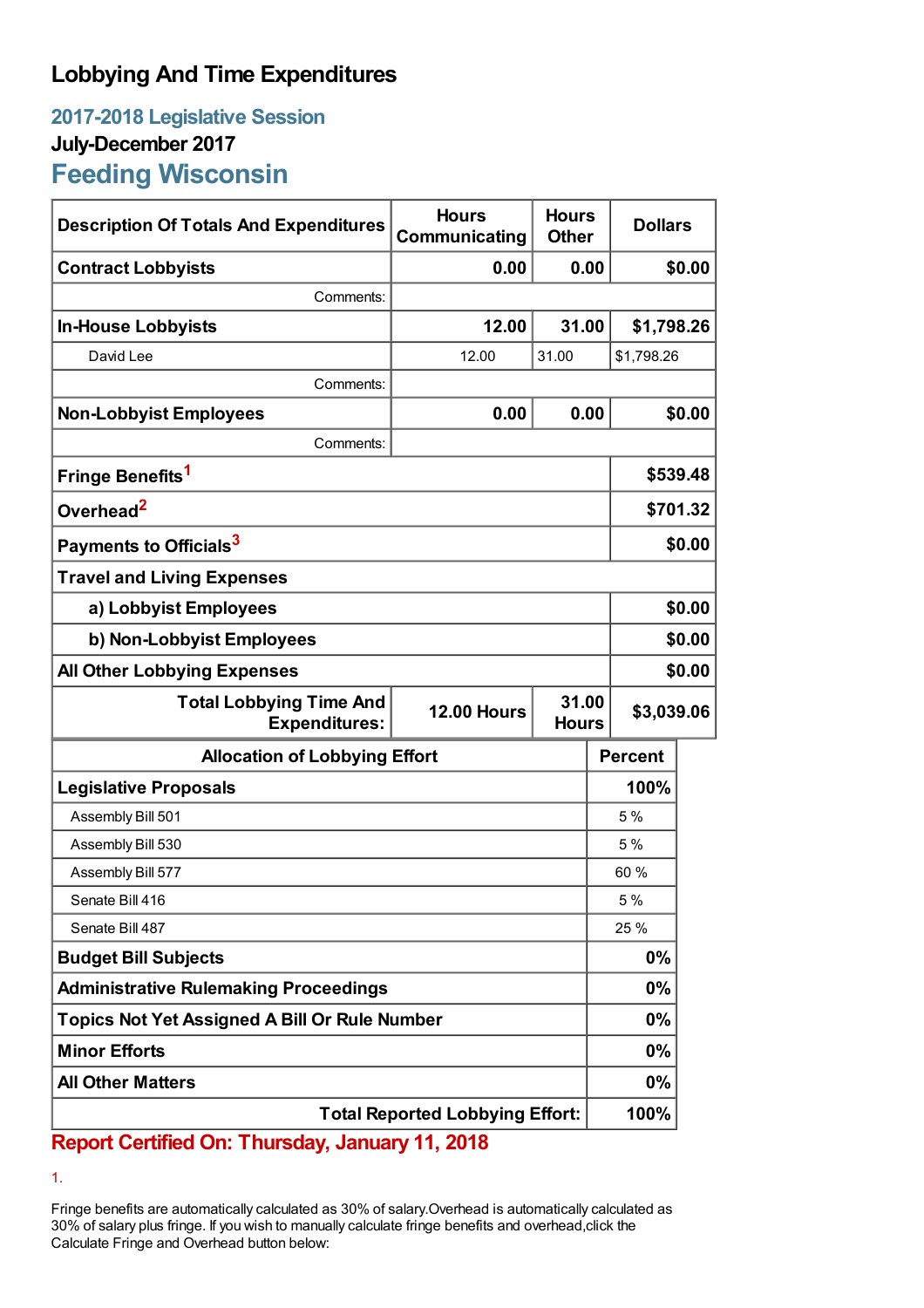# Lobbying And Time Expenditures

## 2017-2018 Legislative Session

### July-December 2017

## Feeding Wisconsin

| Description Of Totals And Expenditures | Hours Communicating | Hours Other | Dollars |
|---|---|---|---|
| **Contract Lobbyists** | **0.00** | **0.00** | **$0.00** |
| Comments: | | | |
| **In-House Lobbyists** | **12.00** | **31.00** | **$1,798.26** |
| David Lee | 12.00 | 31.00 | $1,798.26 |
| Comments: | | | |
| **Non-Lobbyist Employees** | **0.00** | **0.00** | **$0.00** |
| Comments: | | | |
| **Fringe Benefits**[1] | | | **$539.48** |
| **Overhead**[2] | | | **$701.32** |
| **Payments to Officials**[3] | | | **$0.00** |
| **Travel and Living Expenses** | | | |
| **a) Lobbyist Employees** | | | **$0.00** |
| **b) Non-Lobbyist Employees** | | | **$0.00** |
| **All Other Lobbying Expenses** | | | **$0.00** |
| **Total Lobbying Time And Expenditures:** | **12.00 Hours** | **31.00 Hours** | **$3,039.06** |

| Allocation of Lobbying Effort | Percent |
|---|---|
| **Legislative Proposals** | **100%** |
| Assembly Bill 501 | 5 % |
| Assembly Bill 530 | 5 % |
| Assembly Bill 577 | 60 % |
| Senate Bill 416 | 5 % |
| Senate Bill 487 | 25 % |
| **Budget Bill Subjects** | **0%** |
| **Administrative Rulemaking Proceedings** | **0%** |
| **Topics Not Yet Assigned A Bill Or Rule Number** | **0%** |
| **Minor Efforts** | **0%** |
| **All Other Matters** | **0%** |
| **Total Reported Lobbying Effort:** | **100%** |

**Report Certified On: Thursday, January 11, 2018**

1.

Fringe benefits are automatically calculated as 30% of salary.Overhead is automatically calculated as 30% of salary plus fringe. If you wish to manually calculate fringe benefits and overhead,click the Calculate Fringe and Overhead button below: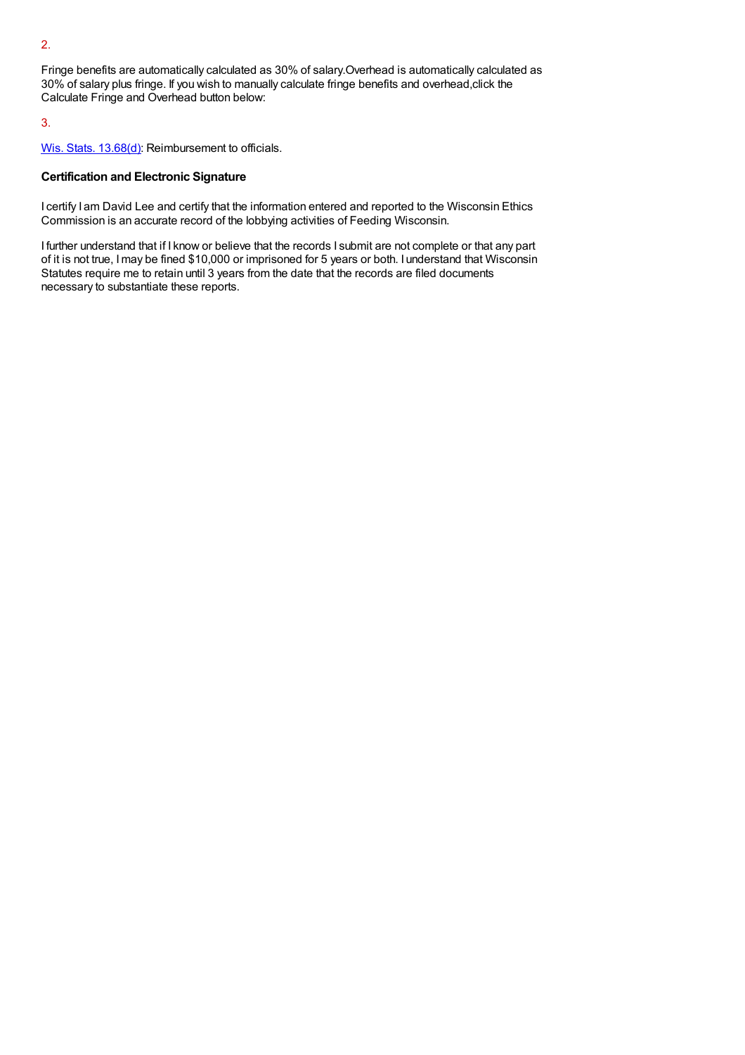2.

Fringe benefits are automatically calculated as 30% of salary.Overhead is automatically calculated as 30% of salary plus fringe. If you wish to manually calculate fringe benefits and overhead,click the Calculate Fringe and Overhead button below:

3.

[Wis. Stats. 13.68(d)](): Reimbursement to officials.

**Certification and Electronic Signature**

I certify I am David Lee and certify that the information entered and reported to the Wisconsin Ethics Commission is an accurate record of the lobbying activities of Feeding Wisconsin.

I further understand that if I know or believe that the records I submit are not complete or that any part of it is not true, I may be fined $10,000 or imprisoned for 5 years or both. I understand that Wisconsin Statutes require me to retain until 3 years from the date that the records are filed documents necessary to substantiate these reports.